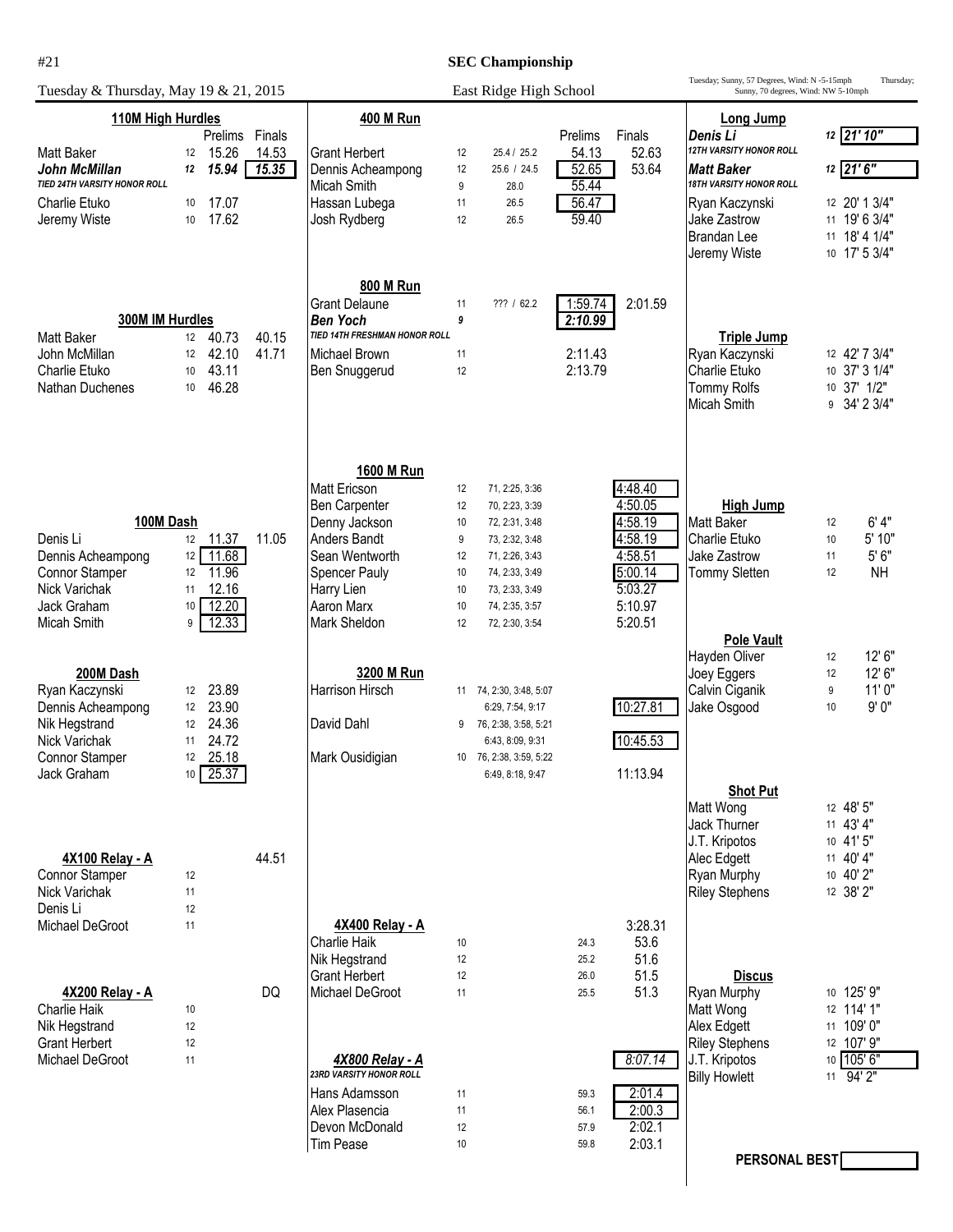#21

# SEC Championship

Tuesday & Thursday, May 19 & 21, 2015

East Ridge High School

Tuesday; Sunny, 57 Degrees, Wind: N -5-15mph Thursday; Sunny, 70 degrees, Wind: NW 5-10mph

### 110M High Hurdles

| Name | Gr | Prelims | Finals |
|---|---|---|---|
| Matt Baker | 12 | 15.26 | 14.53 |
| ***John McMillan*** | ***12*** | ***15.94*** | ***15.35*** |
| *TIED 24TH VARSITY HONOR ROLL* | | | |
| Charlie Etuko | 10 | 17.07 | |
| Jeremy Wiste | 10 | 17.62 | |

### 300M IM Hurdles

| Name | Gr | Prelims | Finals |
|---|---|---|---|
| Matt Baker | 12 | 40.73 | 40.15 |
| John McMillan | 12 | 42.10 | 41.71 |
| Charlie Etuko | 10 | 43.11 | |
| Nathan Duchenes | 10 | 46.28 | |

### 100M Dash

| Name | Gr | Prelims | Finals |
|---|---|---|---|
| Denis Li | 12 | 11.37 | 11.05 |
| Dennis Acheampong | 12 | 11.68 | |
| Connor Stamper | 12 | 11.96 | |
| Nick Varichak | 11 | 12.16 | |
| Jack Graham | 10 | 12.20 | |
| Micah Smith | 9 | 12.33 | |

### 200M Dash

| Name | Gr | Time |
|---|---|---|
| Ryan Kaczynski | 12 | 23.89 |
| Dennis Acheampong | 12 | 23.90 |
| Nik Hegstrand | 12 | 24.36 |
| Nick Varichak | 11 | 24.72 |
| Connor Stamper | 12 | 25.18 |
| Jack Graham | 10 | 25.37 |

### 4X100 Relay - A — 44.51

| Name | Gr |
|---|---|
| Connor Stamper | 12 |
| Nick Varichak | 11 |
| Denis Li | 12 |
| Michael DeGroot | 11 |

### 4X200 Relay - A — DQ

| Name | Gr |
|---|---|
| Charlie Haik | 10 |
| Nik Hegstrand | 12 |
| Grant Herbert | 12 |
| Michael DeGroot | 11 |

### 400 M Run

| Name | Gr | Splits | Prelims | Finals |
|---|---|---|---|---|
| Grant Herbert | 12 | 25.4 / 25.2 | 54.13 | 52.63 |
| Dennis Acheampong | 12 | 25.6 / 24.5 | 52.65 | 53.64 |
| Micah Smith | 9 | 28.0 | 55.44 | |
| Hassan Lubega | 11 | 26.5 | 56.47 | |
| Josh Rydberg | 12 | 26.5 | 59.40 | |

### 800 M Run

| Name | Gr | Splits | Prelims | Finals |
|---|---|---|---|---|
| Grant Delaune | 11 | ??? / 62.2 | 1:59.74 | 2:01.59 |
| ***Ben Yoch*** | ***9*** | | ***2:10.99*** | |
| *TIED 14TH FRESHMAN HONOR ROLL* | | | | |
| Michael Brown | 11 | | 2:11.43 | |
| Ben Snuggerud | 12 | | 2:13.79 | |

### 1600 M Run

| Name | Gr | Splits | Finals |
|---|---|---|---|
| Matt Ericson | 12 | 71, 2:25, 3:36 | 4:48.40 |
| Ben Carpenter | 12 | 70, 2:23, 3:39 | 4:50.05 |
| Denny Jackson | 10 | 72, 2:31, 3:48 | 4:58.19 |
| Anders Bandt | 9 | 73, 2:32, 3:48 | 4:58.19 |
| Sean Wentworth | 12 | 71, 2:26, 3:43 | 4:58.51 |
| Spencer Pauly | 10 | 74, 2:33, 3:49 | 5:00.14 |
| Harry Lien | 10 | 73, 2:33, 3:49 | 5:03.27 |
| Aaron Marx | 10 | 74, 2:35, 3:57 | 5:10.97 |
| Mark Sheldon | 12 | 72, 2:30, 3:54 | 5:20.51 |

### 3200 M Run

| Name | Gr | Splits | Finals |
|---|---|---|---|
| Harrison Hirsch | 11 | 74, 2:30, 3:48, 5:07, 6:29, 7:54, 9:17 | 10:27.81 |
| David Dahl | 9 | 76, 2:38, 3:58, 5:21, 6:43, 8:09, 9:31 | 10:45.53 |
| Mark Ousidigian | 10 | 76, 2:38, 3:59, 5:22, 6:49, 8:18, 9:47 | 11:13.94 |

### 4X400 Relay - A — 3:28.31

| Name | Gr | 200 Split | Split |
|---|---|---|---|
| Charlie Haik | 10 | 24.3 | 53.6 |
| Nik Hegstrand | 12 | 25.2 | 51.6 |
| Grant Herbert | 12 | 26.0 | 51.5 |
| Michael DeGroot | 11 | 25.5 | 51.3 |

### *4X800 Relay - A* — *8:07.14*

*23RD VARSITY HONOR ROLL*

| Name | Gr | 400 Split | Split |
|---|---|---|---|
| Hans Adamsson | 11 | 59.3 | 2:01.4 |
| Alex Plasencia | 11 | 56.1 | 2:00.3 |
| Devon McDonald | 12 | 57.9 | 2:02.1 |
| Tim Pease | 10 | 59.8 | 2:03.1 |

### Long Jump

| Name | Gr | Mark |
|---|---|---|
| ***Denis Li*** | ***12*** | ***21' 10"*** |
| *12TH VARSITY HONOR ROLL* | | |
| ***Matt Baker*** | ***12*** | ***21' 6"*** |
| *18TH VARSITY HONOR ROLL* | | |
| Ryan Kaczynski | 12 | 20' 1 3/4" |
| Jake Zastrow | 11 | 19' 6 3/4" |
| Brandan Lee | 11 | 18' 4 1/4" |
| Jeremy Wiste | 10 | 17' 5 3/4" |

### Triple Jump

| Name | Gr | Mark |
|---|---|---|
| Ryan Kaczynski | 12 | 42' 7 3/4" |
| Charlie Etuko | 10 | 37' 3 1/4" |
| Tommy Rolfs | 10 | 37' 1/2" |
| Micah Smith | 9 | 34' 2 3/4" |

### High Jump

| Name | Gr | Mark |
|---|---|---|
| Matt Baker | 12 | 6' 4" |
| Charlie Etuko | 10 | 5' 10" |
| Jake Zastrow | 11 | 5' 6" |
| Tommy Sletten | 12 | NH |

### Pole Vault

| Name | Gr | Mark |
|---|---|---|
| Hayden Oliver | 12 | 12' 6" |
| Joey Eggers | 12 | 12' 6" |
| Calvin Ciganik | 9 | 11' 0" |
| Jake Osgood | 10 | 9' 0" |

### Shot Put

| Name | Gr | Mark |
|---|---|---|
| Matt Wong | 12 | 48' 5" |
| Jack Thurner | 11 | 43' 4" |
| J.T. Kripotos | 10 | 41' 5" |
| Alec Edgett | 11 | 40' 4" |
| Ryan Murphy | 10 | 40' 2" |
| Riley Stephens | 12 | 38' 2" |

### Discus

| Name | Gr | Mark |
|---|---|---|
| Ryan Murphy | 10 | 125' 9" |
| Matt Wong | 12 | 114' 1" |
| Alex Edgett | 11 | 109' 0" |
| Riley Stephens | 12 | 107' 9" |
| J.T. Kripotos | 10 | 105' 6" |
| Billy Howlett | 11 | 94' 2" |

**PERSONAL BEST** (boxed marks)